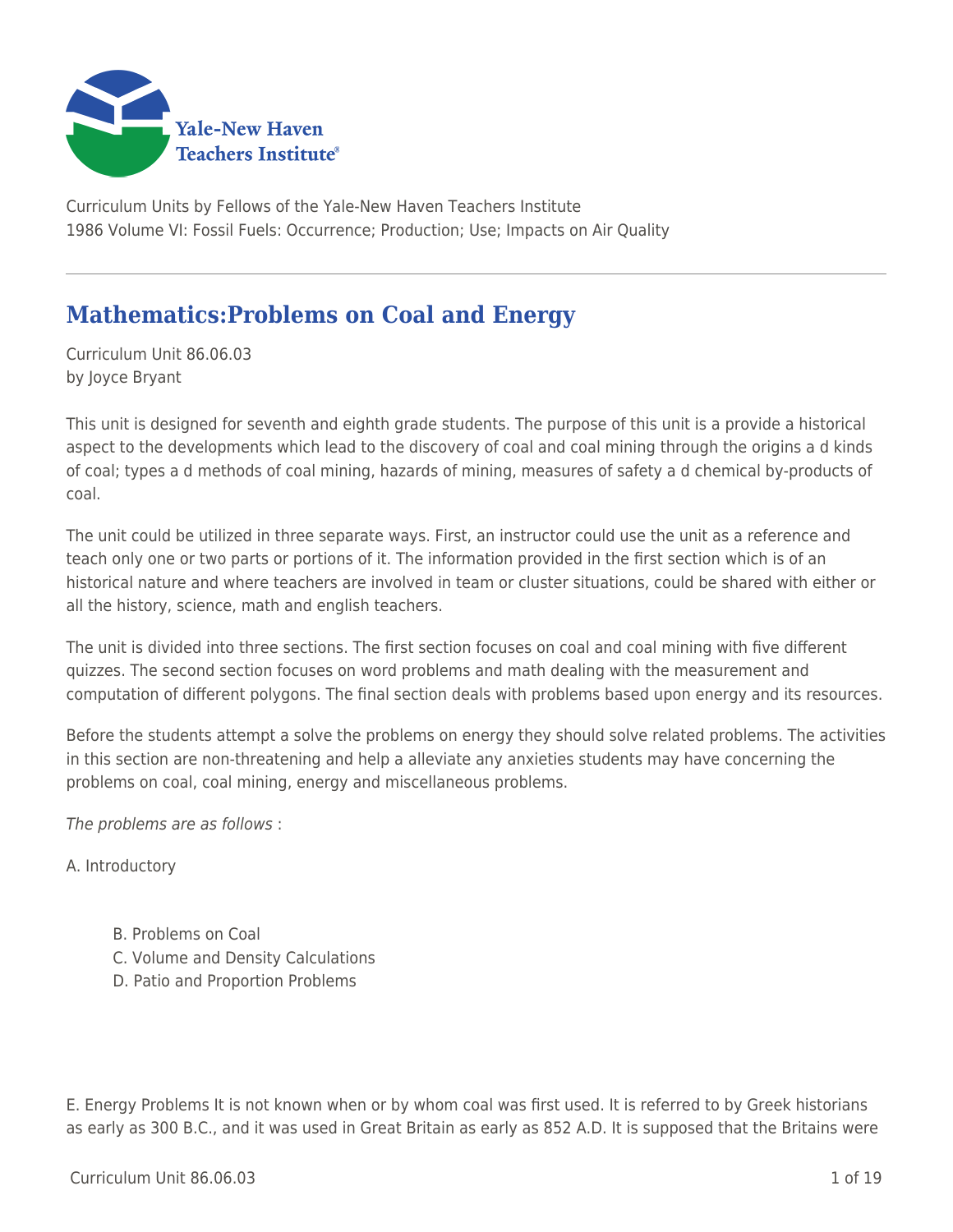Curriculum Units by Fellows of the Yale-New Haven Teachers Institute
1986 Volume VI: Fossil Fuels: Occurrence; Production; Use; Impacts on Air Quality

# Mathematics:Problems on Coal and Energy

Curriculum Unit 86.06.03
by Joyce Bryant

This unit is designed for seventh and eighth grade students. The purpose of this unit is a provide a historical aspect to the developments which lead to the discovery of coal and coal mining through the origins a d kinds of coal; types a d methods of coal mining, hazards of mining, measures of safety a d chemical by-products of coal.

The unit could be utilized in three separate ways. First, an instructor could use the unit as a reference and teach only one or two parts or portions of it. The information provided in the first section which is of an historical nature and where teachers are involved in team or cluster situations, could be shared with either or all the history, science, math and english teachers.

The unit is divided into three sections. The first section focuses on coal and coal mining with five different quizzes. The second section focuses on word problems and math dealing with the measurement and computation of different polygons. The final section deals with problems based upon energy and its resources.

Before the students attempt a solve the problems on energy they should solve related problems. The activities in this section are non-threatening and help a alleviate any anxieties students may have concerning the problems on coal, coal mining, energy and miscellaneous problems.

*The problems are as follows* :

A. Introductory

- B. Problems on Coal
- C. Volume and Density Calculations
- D. Patio and Proportion Problems

E. Energy Problems It is not known when or by whom coal was first used. It is referred to by Greek historians as early as 300 B.C., and it was used in Great Britain as early as 852 A.D. It is supposed that the Britains were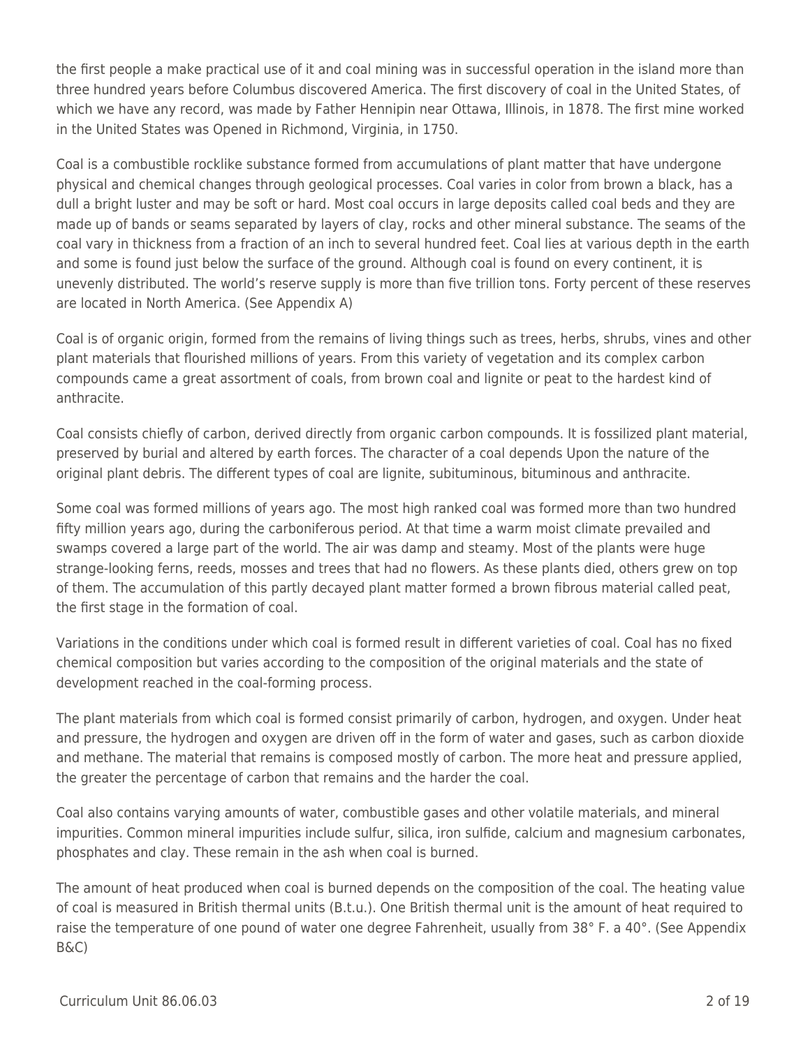the first people a make practical use of it and coal mining was in successful operation in the island more than three hundred years before Columbus discovered America. The first discovery of coal in the United States, of which we have any record, was made by Father Hennipin near Ottawa, Illinois, in 1878. The first mine worked in the United States was Opened in Richmond, Virginia, in 1750.

Coal is a combustible rocklike substance formed from accumulations of plant matter that have undergone physical and chemical changes through geological processes. Coal varies in color from brown a black, has a dull a bright luster and may be soft or hard. Most coal occurs in large deposits called coal beds and they are made up of bands or seams separated by layers of clay, rocks and other mineral substance. The seams of the coal vary in thickness from a fraction of an inch to several hundred feet. Coal lies at various depth in the earth and some is found just below the surface of the ground. Although coal is found on every continent, it is unevenly distributed. The world's reserve supply is more than five trillion tons. Forty percent of these reserves are located in North America. (See Appendix A)

Coal is of organic origin, formed from the remains of living things such as trees, herbs, shrubs, vines and other plant materials that flourished millions of years. From this variety of vegetation and its complex carbon compounds came a great assortment of coals, from brown coal and lignite or peat to the hardest kind of anthracite.

Coal consists chiefly of carbon, derived directly from organic carbon compounds. It is fossilized plant material, preserved by burial and altered by earth forces. The character of a coal depends Upon the nature of the original plant debris. The different types of coal are lignite, subituminous, bituminous and anthracite.

Some coal was formed millions of years ago. The most high ranked coal was formed more than two hundred fifty million years ago, during the carboniferous period. At that time a warm moist climate prevailed and swamps covered a large part of the world. The air was damp and steamy. Most of the plants were huge strange-looking ferns, reeds, mosses and trees that had no flowers. As these plants died, others grew on top of them. The accumulation of this partly decayed plant matter formed a brown fibrous material called peat, the first stage in the formation of coal.

Variations in the conditions under which coal is formed result in different varieties of coal. Coal has no fixed chemical composition but varies according to the composition of the original materials and the state of development reached in the coal-forming process.

The plant materials from which coal is formed consist primarily of carbon, hydrogen, and oxygen. Under heat and pressure, the hydrogen and oxygen are driven off in the form of water and gases, such as carbon dioxide and methane. The material that remains is composed mostly of carbon. The more heat and pressure applied, the greater the percentage of carbon that remains and the harder the coal.

Coal also contains varying amounts of water, combustible gases and other volatile materials, and mineral impurities. Common mineral impurities include sulfur, silica, iron sulfide, calcium and magnesium carbonates, phosphates and clay. These remain in the ash when coal is burned.

The amount of heat produced when coal is burned depends on the composition of the coal. The heating value of coal is measured in British thermal units (B.t.u.). One British thermal unit is the amount of heat required to raise the temperature of one pound of water one degree Fahrenheit, usually from 38° F. a 40°. (See Appendix B&C)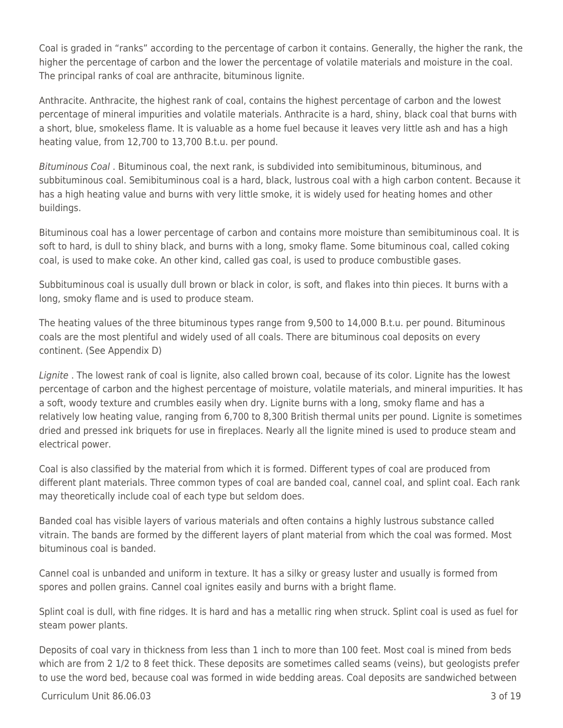Coal is graded in “ranks” according to the percentage of carbon it contains. Generally, the higher the rank, the higher the percentage of carbon and the lower the percentage of volatile materials and moisture in the coal. The principal ranks of coal are anthracite, bituminous lignite.

Anthracite. Anthracite, the highest rank of coal, contains the highest percentage of carbon and the lowest percentage of mineral impurities and volatile materials. Anthracite is a hard, shiny, black coal that burns with a short, blue, smokeless flame. It is valuable as a home fuel because it leaves very little ash and has a high heating value, from 12,700 to 13,700 B.t.u. per pound.

*Bituminous Coal* . Bituminous coal, the next rank, is subdivided into semibituminous, bituminous, and subbituminous coal. Semibituminous coal is a hard, black, lustrous coal with a high carbon content. Because it has a high heating value and burns with very little smoke, it is widely used for heating homes and other buildings.

Bituminous coal has a lower percentage of carbon and contains more moisture than semibituminous coal. It is soft to hard, is dull to shiny black, and burns with a long, smoky flame. Some bituminous coal, called coking coal, is used to make coke. An other kind, called gas coal, is used to produce combustible gases.

Subbituminous coal is usually dull brown or black in color, is soft, and flakes into thin pieces. It burns with a long, smoky flame and is used to produce steam.

The heating values of the three bituminous types range from 9,500 to 14,000 B.t.u. per pound. Bituminous coals are the most plentiful and widely used of all coals. There are bituminous coal deposits on every continent. (See Appendix D)

*Lignite* . The lowest rank of coal is lignite, also called brown coal, because of its color. Lignite has the lowest percentage of carbon and the highest percentage of moisture, volatile materials, and mineral impurities. It has a soft, woody texture and crumbles easily when dry. Lignite burns with a long, smoky flame and has a relatively low heating value, ranging from 6,700 to 8,300 British thermal units per pound. Lignite is sometimes dried and pressed ink briquets for use in fireplaces. Nearly all the lignite mined is used to produce steam and electrical power.

Coal is also classified by the material from which it is formed. Different types of coal are produced from different plant materials. Three common types of coal are banded coal, cannel coal, and splint coal. Each rank may theoretically include coal of each type but seldom does.

Banded coal has visible layers of various materials and often contains a highly lustrous substance called vitrain. The bands are formed by the different layers of plant material from which the coal was formed. Most bituminous coal is banded.

Cannel coal is unbanded and uniform in texture. It has a silky or greasy luster and usually is formed from spores and pollen grains. Cannel coal ignites easily and burns with a bright flame.

Splint coal is dull, with fine ridges. It is hard and has a metallic ring when struck. Splint coal is used as fuel for steam power plants.

Deposits of coal vary in thickness from less than 1 inch to more than 100 feet. Most coal is mined from beds which are from 2 1/2 to 8 feet thick. These deposits are sometimes called seams (veins), but geologists prefer to use the word bed, because coal was formed in wide bedding areas. Coal deposits are sandwiched between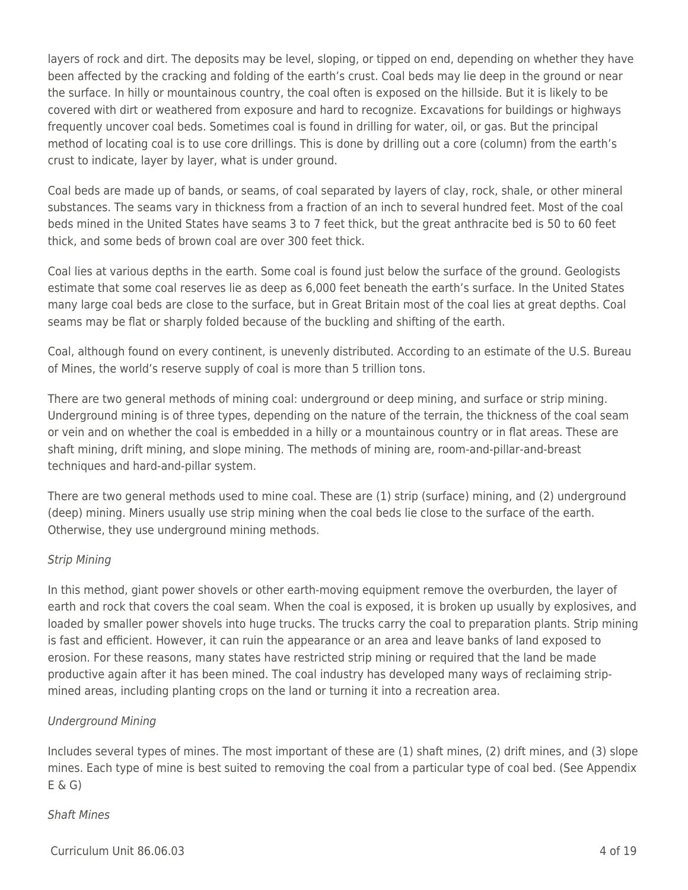layers of rock and dirt. The deposits may be level, sloping, or tipped on end, depending on whether they have been affected by the cracking and folding of the earth's crust. Coal beds may lie deep in the ground or near the surface. In hilly or mountainous country, the coal often is exposed on the hillside. But it is likely to be covered with dirt or weathered from exposure and hard to recognize. Excavations for buildings or highways frequently uncover coal beds. Sometimes coal is found in drilling for water, oil, or gas. But the principal method of locating coal is to use core drillings. This is done by drilling out a core (column) from the earth's crust to indicate, layer by layer, what is under ground.

Coal beds are made up of bands, or seams, of coal separated by layers of clay, rock, shale, or other mineral substances. The seams vary in thickness from a fraction of an inch to several hundred feet. Most of the coal beds mined in the United States have seams 3 to 7 feet thick, but the great anthracite bed is 50 to 60 feet thick, and some beds of brown coal are over 300 feet thick.

Coal lies at various depths in the earth. Some coal is found just below the surface of the ground. Geologists estimate that some coal reserves lie as deep as 6,000 feet beneath the earth's surface. In the United States many large coal beds are close to the surface, but in Great Britain most of the coal lies at great depths. Coal seams may be flat or sharply folded because of the buckling and shifting of the earth.

Coal, although found on every continent, is unevenly distributed. According to an estimate of the U.S. Bureau of Mines, the world's reserve supply of coal is more than 5 trillion tons.

There are two general methods of mining coal: underground or deep mining, and surface or strip mining. Underground mining is of three types, depending on the nature of the terrain, the thickness of the coal seam or vein and on whether the coal is embedded in a hilly or a mountainous country or in flat areas. These are shaft mining, drift mining, and slope mining. The methods of mining are, room-and-pillar-and-breast techniques and hard-and-pillar system.

There are two general methods used to mine coal. These are (1) strip (surface) mining, and (2) underground (deep) mining. Miners usually use strip mining when the coal beds lie close to the surface of the earth. Otherwise, they use underground mining methods.

*Strip Mining*

In this method, giant power shovels or other earth-moving equipment remove the overburden, the layer of earth and rock that covers the coal seam. When the coal is exposed, it is broken up usually by explosives, and loaded by smaller power shovels into huge trucks. The trucks carry the coal to preparation plants. Strip mining is fast and efficient. However, it can ruin the appearance or an area and leave banks of land exposed to erosion. For these reasons, many states have restricted strip mining or required that the land be made productive again after it has been mined. The coal industry has developed many ways of reclaiming strip-mined areas, including planting crops on the land or turning it into a recreation area.

*Underground Mining*

Includes several types of mines. The most important of these are (1) shaft mines, (2) drift mines, and (3) slope mines. Each type of mine is best suited to removing the coal from a particular type of coal bed. (See Appendix E & G)

*Shaft Mines*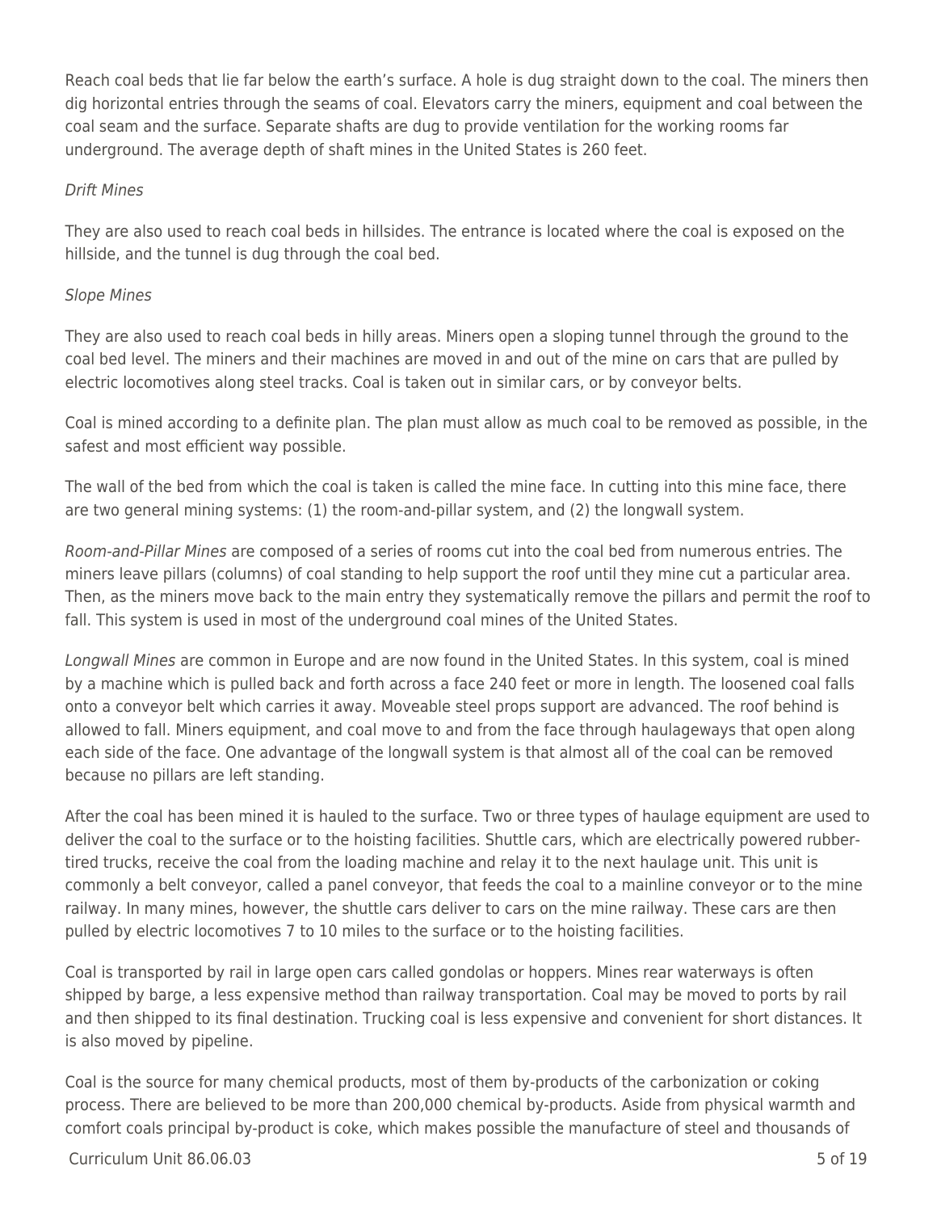Reach coal beds that lie far below the earth's surface. A hole is dug straight down to the coal. The miners then dig horizontal entries through the seams of coal. Elevators carry the miners, equipment and coal between the coal seam and the surface. Separate shafts are dug to provide ventilation for the working rooms far underground. The average depth of shaft mines in the United States is 260 feet.

*Drift Mines*

They are also used to reach coal beds in hillsides. The entrance is located where the coal is exposed on the hillside, and the tunnel is dug through the coal bed.

*Slope Mines*

They are also used to reach coal beds in hilly areas. Miners open a sloping tunnel through the ground to the coal bed level. The miners and their machines are moved in and out of the mine on cars that are pulled by electric locomotives along steel tracks. Coal is taken out in similar cars, or by conveyor belts.

Coal is mined according to a definite plan. The plan must allow as much coal to be removed as possible, in the safest and most efficient way possible.

The wall of the bed from which the coal is taken is called the mine face. In cutting into this mine face, there are two general mining systems: (1) the room-and-pillar system, and (2) the longwall system.

*Room-and-Pillar Mines* are composed of a series of rooms cut into the coal bed from numerous entries. The miners leave pillars (columns) of coal standing to help support the roof until they mine cut a particular area. Then, as the miners move back to the main entry they systematically remove the pillars and permit the roof to fall. This system is used in most of the underground coal mines of the United States.

*Longwall Mines* are common in Europe and are now found in the United States. In this system, coal is mined by a machine which is pulled back and forth across a face 240 feet or more in length. The loosened coal falls onto a conveyor belt which carries it away. Moveable steel props support are advanced. The roof behind is allowed to fall. Miners equipment, and coal move to and from the face through haulageways that open along each side of the face. One advantage of the longwall system is that almost all of the coal can be removed because no pillars are left standing.

After the coal has been mined it is hauled to the surface. Two or three types of haulage equipment are used to deliver the coal to the surface or to the hoisting facilities. Shuttle cars, which are electrically powered rubber-tired trucks, receive the coal from the loading machine and relay it to the next haulage unit. This unit is commonly a belt conveyor, called a panel conveyor, that feeds the coal to a mainline conveyor or to the mine railway. In many mines, however, the shuttle cars deliver to cars on the mine railway. These cars are then pulled by electric locomotives 7 to 10 miles to the surface or to the hoisting facilities.

Coal is transported by rail in large open cars called gondolas or hoppers. Mines rear waterways is often shipped by barge, a less expensive method than railway transportation. Coal may be moved to ports by rail and then shipped to its final destination. Trucking coal is less expensive and convenient for short distances. It is also moved by pipeline.

Coal is the source for many chemical products, most of them by-products of the carbonization or coking process. There are believed to be more than 200,000 chemical by-products. Aside from physical warmth and comfort coals principal by-product is coke, which makes possible the manufacture of steel and thousands of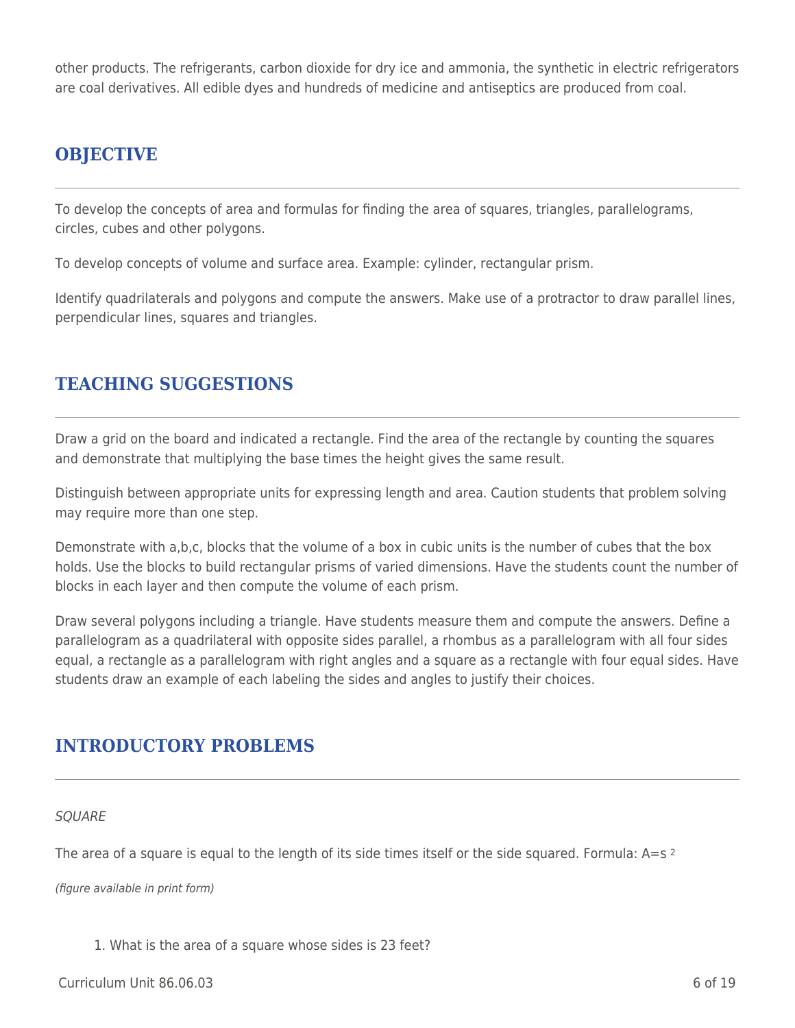other products. The refrigerants, carbon dioxide for dry ice and ammonia, the synthetic in electric refrigerators are coal derivatives. All edible dyes and hundreds of medicine and antiseptics are produced from coal.

## OBJECTIVE

To develop the concepts of area and formulas for finding the area of squares, triangles, parallelograms, circles, cubes and other polygons.

To develop concepts of volume and surface area. Example: cylinder, rectangular prism.

Identify quadrilaterals and polygons and compute the answers. Make use of a protractor to draw parallel lines, perpendicular lines, squares and triangles.

## TEACHING SUGGESTIONS

Draw a grid on the board and indicated a rectangle. Find the area of the rectangle by counting the squares and demonstrate that multiplying the base times the height gives the same result.

Distinguish between appropriate units for expressing length and area. Caution students that problem solving may require more than one step.

Demonstrate with a,b,c, blocks that the volume of a box in cubic units is the number of cubes that the box holds. Use the blocks to build rectangular prisms of varied dimensions. Have the students count the number of blocks in each layer and then compute the volume of each prism.

Draw several polygons including a triangle. Have students measure them and compute the answers. Define a parallelogram as a quadrilateral with opposite sides parallel, a rhombus as a parallelogram with all four sides equal, a rectangle as a parallelogram with right angles and a square as a rectangle with four equal sides. Have students draw an example of each labeling the sides and angles to justify their choices.

## INTRODUCTORY PROBLEMS

*SQUARE*

The area of a square is equal to the length of its side times itself or the side squared. Formula: $A=s^2$

*(figure available in print form)*

1. What is the area of a square whose sides is 23 feet?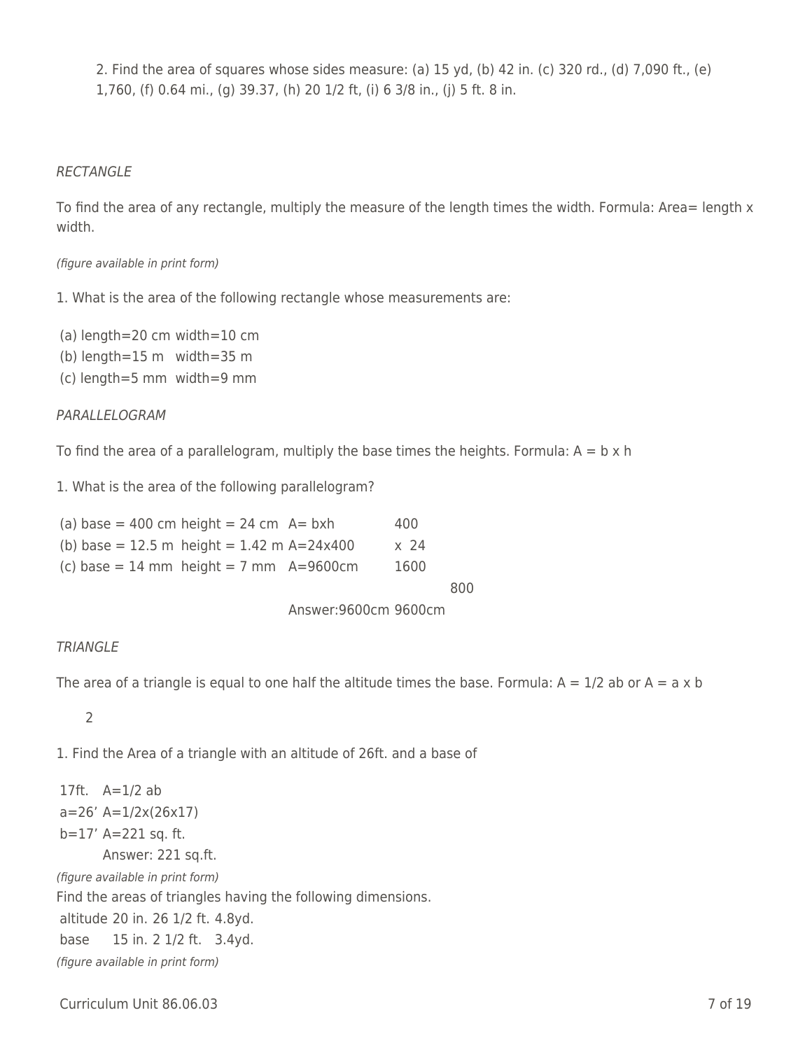2. Find the area of squares whose sides measure: (a) 15 yd, (b) 42 in. (c) 320 rd., (d) 7,090 ft., (e) 1,760, (f) 0.64 mi., (g) 39.37, (h) 20 1/2 ft, (i) 6 3/8 in., (j) 5 ft. 8 in.

*RECTANGLE*

To find the area of any rectangle, multiply the measure of the length times the width. Formula: Area= length x width.

*(figure available in print form)*

1. What is the area of the following rectangle whose measurements are:

| | |
|---|---|
| (a) length=20 cm | width=10 cm |
| (b) length=15 m | width=35 m |
| (c) length=5 mm | width=9 mm |

*PARALLELOGRAM*

To find the area of a parallelogram, multiply the base times the heights. Formula: A = b x h

1. What is the area of the following parallelogram?

| | | | |
|---|---|---|---|
| (a) base = 400 cm | height = 24 cm | A= bxh | 400 |
| (b) base = 12.5 m | height = 1.42 m | A=24x400 | x 24 |
| (c) base = 14 mm | height = 7 mm | A=9600cm | 1600 |
| | | | 800 |
| | | Answer:9600cm | 9600cm |

*TRIANGLE*

The area of a triangle is equal to one half the altitude times the base. Formula: A = 1/2 ab or A = a x b

2

1. Find the Area of a triangle with an altitude of 26ft. and a base of

| | |
|---|---|
| 17ft. | A=1/2 ab |
| a=26’ | A=1/2x(26x17) |
| b=17’ | A=221 sq. ft. |
| | Answer: 221 sq.ft. |

*(figure available in print form)*

Find the areas of triangles having the following dimensions.

| | | | |
|---|---|---|---|
| altitude | 20 in. | 26 1/2 ft. | 4.8yd. |
| base | 15 in. | 2 1/2 ft. | 3.4yd. |

*(figure available in print form)*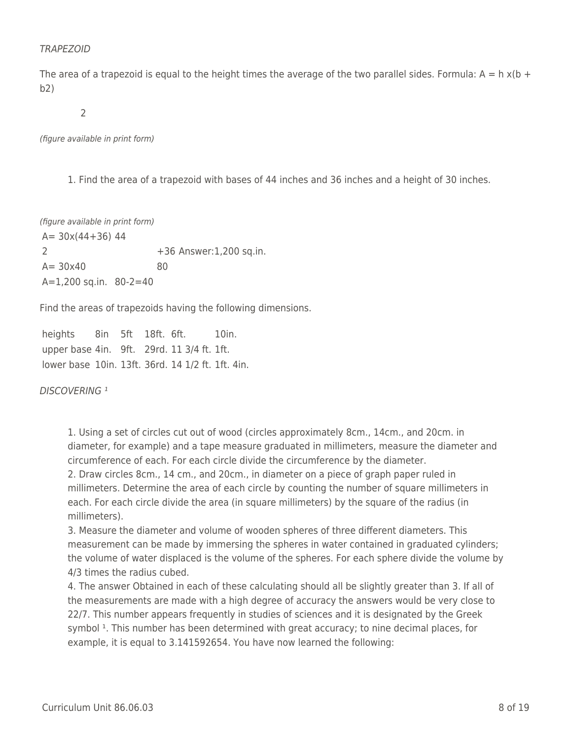*TRAPEZOID*

The area of a trapezoid is equal to the height times the average of the two parallel sides. Formula: A = h x(b + b2)

2

*(figure available in print form)*

1. Find the area of a trapezoid with bases of 44 inches and 36 inches and a height of 30 inches.

*(figure available in print form)*

| | | |
|---|---|---|
| A= 30x(44+36) | 44 | |
| 2 | +36 | Answer:1,200 sq.in. |
| A= 30x40 | 80 | |
| A=1,200 sq.in. | 80-2=40 | |

Find the areas of trapezoids having the following dimensions.

| heights | 8in | 5ft | 18ft. | 6ft. | 10in. |
|---|---|---|---|---|---|
| upper base | 4in. | 9ft. | 29rd. | 11 3/4 ft. | 1ft. |
| lower base | 10in. | 13ft. | 36rd. | 14 1/2 ft. | 1ft. 4in. |

*DISCOVERING ¹*

1. Using a set of circles cut out of wood (circles approximately 8cm., 14cm., and 20cm. in diameter, for example) and a tape measure graduated in millimeters, measure the diameter and circumference of each. For each circle divide the circumference by the diameter.
2. Draw circles 8cm., 14 cm., and 20cm., in diameter on a piece of graph paper ruled in millimeters. Determine the area of each circle by counting the number of square millimeters in each. For each circle divide the area (in square millimeters) by the square of the radius (in millimeters).
3. Measure the diameter and volume of wooden spheres of three different diameters. This measurement can be made by immersing the spheres in water contained in graduated cylinders; the volume of water displaced is the volume of the spheres. For each sphere divide the volume by 4/3 times the radius cubed.
4. The answer Obtained in each of these calculating should all be slightly greater than 3. If all of the measurements are made with a high degree of accuracy the answers would be very close to 22/7. This number appears frequently in studies of sciences and it is designated by the Greek symbol ¹. This number has been determined with great accuracy; to nine decimal places, for example, it is equal to 3.141592654. You have now learned the following: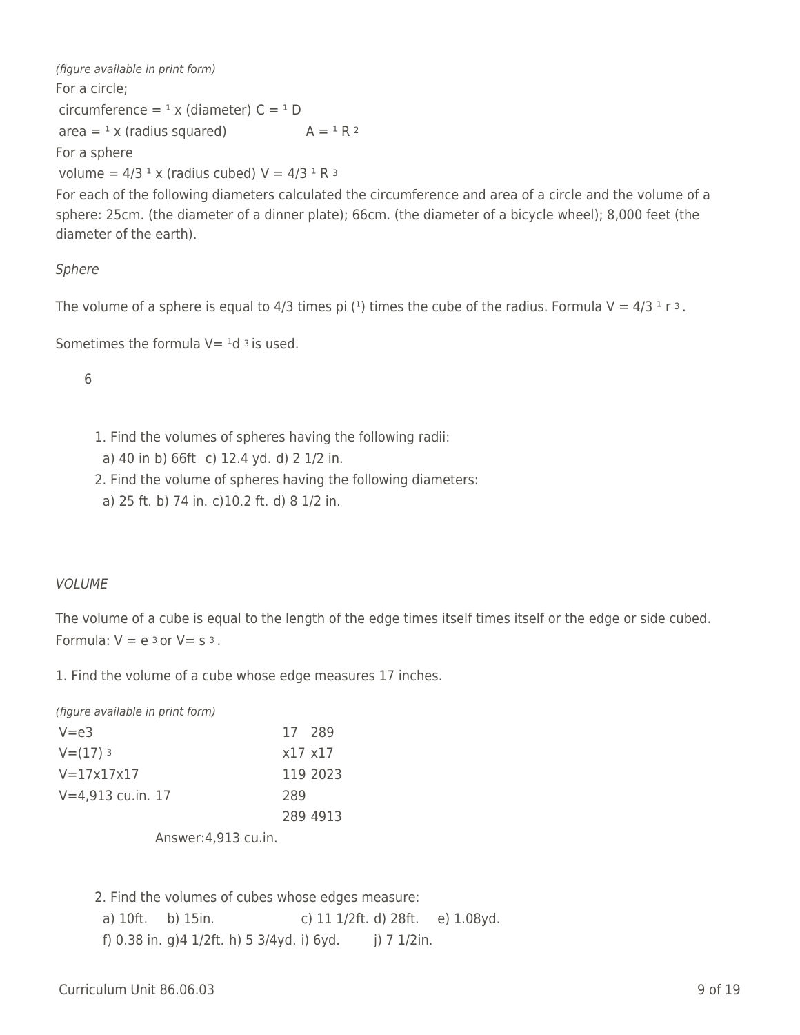*(figure available in print form)*

For a circle;

circumference = $\pi$ x (diameter) $C = \pi D$

area = $\pi$ x (radius squared) $A = \pi R^2$

For a sphere

volume = 4/3 $\pi$ x (radius cubed) $V = 4/3 \pi R^3$

For each of the following diameters calculated the circumference and area of a circle and the volume of a sphere: 25cm. (the diameter of a dinner plate); 66cm. (the diameter of a bicycle wheel); 8,000 feet (the diameter of the earth).

*Sphere*

The volume of a sphere is equal to 4/3 times pi ($\pi$) times the cube of the radius. Formula $V = 4/3 \pi r^3$.

Sometimes the formula $V = \frac{\pi d^3}{6}$ is used.

1. Find the volumes of spheres having the following radii:
   a) 40 in b) 66ft c) 12.4 yd. d) 2 1/2 in.
2. Find the volume of spheres having the following diameters:
   a) 25 ft. b) 74 in. c)10.2 ft. d) 8 1/2 in.

*VOLUME*

The volume of a cube is equal to the length of the edge times itself times itself or the edge or side cubed. Formula: $V = e^3$ or $V = s^3$.

1. Find the volume of a cube whose edge measures 17 inches.

*(figure available in print form)*

| | | |
|---|---|---|
| $V = e^3$ | 17 | 289 |
| $V = (17)^3$ | x17 | x17 |
| $V = 17 \times 17 \times 17$ | 119 | 2023 |
| V=4,913 cu.in. | 17 | 289 |
| | 289 | 4913 |

Answer: 4,913 cu.in.

2. Find the volumes of cubes whose edges measure:
   a) 10ft. b) 15in. c) 11 1/2ft. d) 28ft. e) 1.08yd.
   f) 0.38 in. g)4 1/2ft. h) 5 3/4yd. i) 6yd. j) 7 1/2in.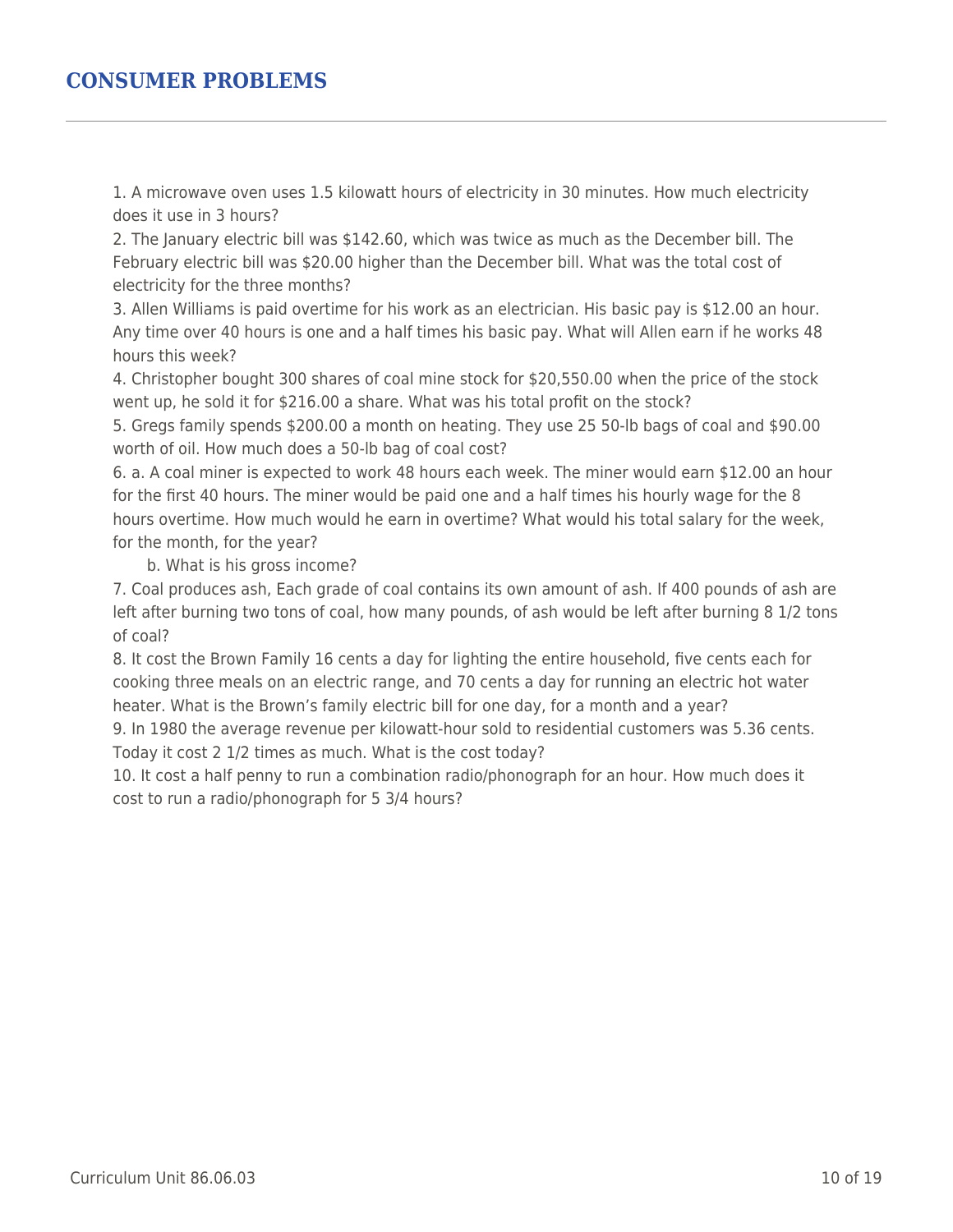## CONSUMER PROBLEMS

1. A microwave oven uses 1.5 kilowatt hours of electricity in 30 minutes. How much electricity does it use in 3 hours?
2. The January electric bill was $142.60, which was twice as much as the December bill. The February electric bill was $20.00 higher than the December bill. What was the total cost of electricity for the three months?
3. Allen Williams is paid overtime for his work as an electrician. His basic pay is $12.00 an hour. Any time over 40 hours is one and a half times his basic pay. What will Allen earn if he works 48 hours this week?
4. Christopher bought 300 shares of coal mine stock for $20,550.00 when the price of the stock went up, he sold it for $216.00 a share. What was his total profit on the stock?
5. Gregs family spends $200.00 a month on heating. They use 25 50-lb bags of coal and $90.00 worth of oil. How much does a 50-lb bag of coal cost?
6. a. A coal miner is expected to work 48 hours each week. The miner would earn $12.00 an hour for the first 40 hours. The miner would be paid one and a half times his hourly wage for the 8 hours overtime. How much would he earn in overtime? What would his total salary for the week, for the month, for the year?

   b. What is his gross income?
7. Coal produces ash, Each grade of coal contains its own amount of ash. If 400 pounds of ash are left after burning two tons of coal, how many pounds, of ash would be left after burning 8 1/2 tons of coal?
8. It cost the Brown Family 16 cents a day for lighting the entire household, five cents each for cooking three meals on an electric range, and 70 cents a day for running an electric hot water heater. What is the Brown's family electric bill for one day, for a month and a year?
9. In 1980 the average revenue per kilowatt-hour sold to residential customers was 5.36 cents. Today it cost 2 1/2 times as much. What is the cost today?
10. It cost a half penny to run a combination radio/phonograph for an hour. How much does it cost to run a radio/phonograph for 5 3/4 hours?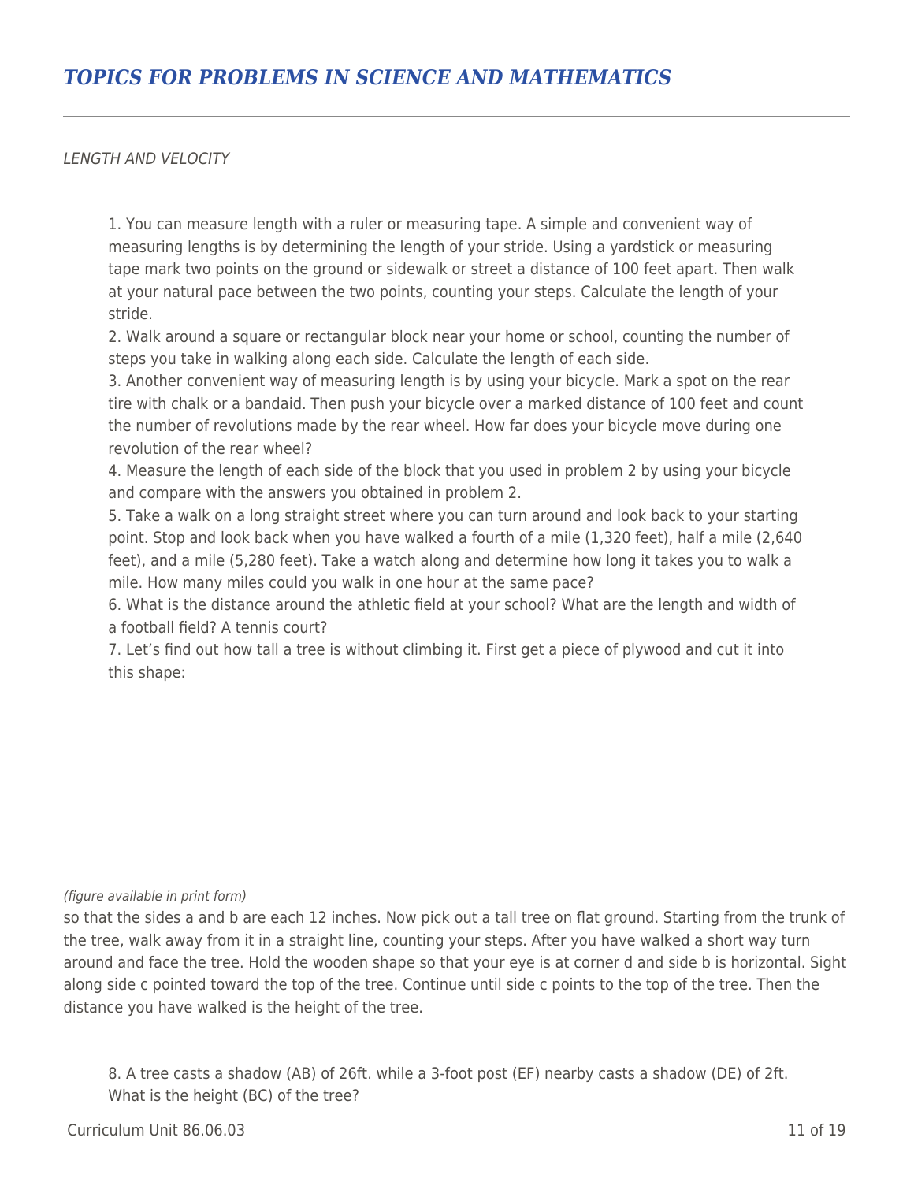# *TOPICS FOR PROBLEMS IN SCIENCE AND MATHEMATICS*

*LENGTH AND VELOCITY*

1. You can measure length with a ruler or measuring tape. A simple and convenient way of measuring lengths is by determining the length of your stride. Using a yardstick or measuring tape mark two points on the ground or sidewalk or street a distance of 100 feet apart. Then walk at your natural pace between the two points, counting your steps. Calculate the length of your stride.
2. Walk around a square or rectangular block near your home or school, counting the number of steps you take in walking along each side. Calculate the length of each side.
3. Another convenient way of measuring length is by using your bicycle. Mark a spot on the rear tire with chalk or a bandaid. Then push your bicycle over a marked distance of 100 feet and count the number of revolutions made by the rear wheel. How far does your bicycle move during one revolution of the rear wheel?
4. Measure the length of each side of the block that you used in problem 2 by using your bicycle and compare with the answers you obtained in problem 2.
5. Take a walk on a long straight street where you can turn around and look back to your starting point. Stop and look back when you have walked a fourth of a mile (1,320 feet), half a mile (2,640 feet), and a mile (5,280 feet). Take a watch along and determine how long it takes you to walk a mile. How many miles could you walk in one hour at the same pace?
6. What is the distance around the athletic field at your school? What are the length and width of a football field? A tennis court?
7. Let's find out how tall a tree is without climbing it. First get a piece of plywood and cut it into this shape:

*(figure available in print form)*

so that the sides a and b are each 12 inches. Now pick out a tall tree on flat ground. Starting from the trunk of the tree, walk away from it in a straight line, counting your steps. After you have walked a short way turn around and face the tree. Hold the wooden shape so that your eye is at corner d and side b is horizontal. Sight along side c pointed toward the top of the tree. Continue until side c points to the top of the tree. Then the distance you have walked is the height of the tree.

8. A tree casts a shadow (AB) of 26ft. while a 3-foot post (EF) nearby casts a shadow (DE) of 2ft. What is the height (BC) of the tree?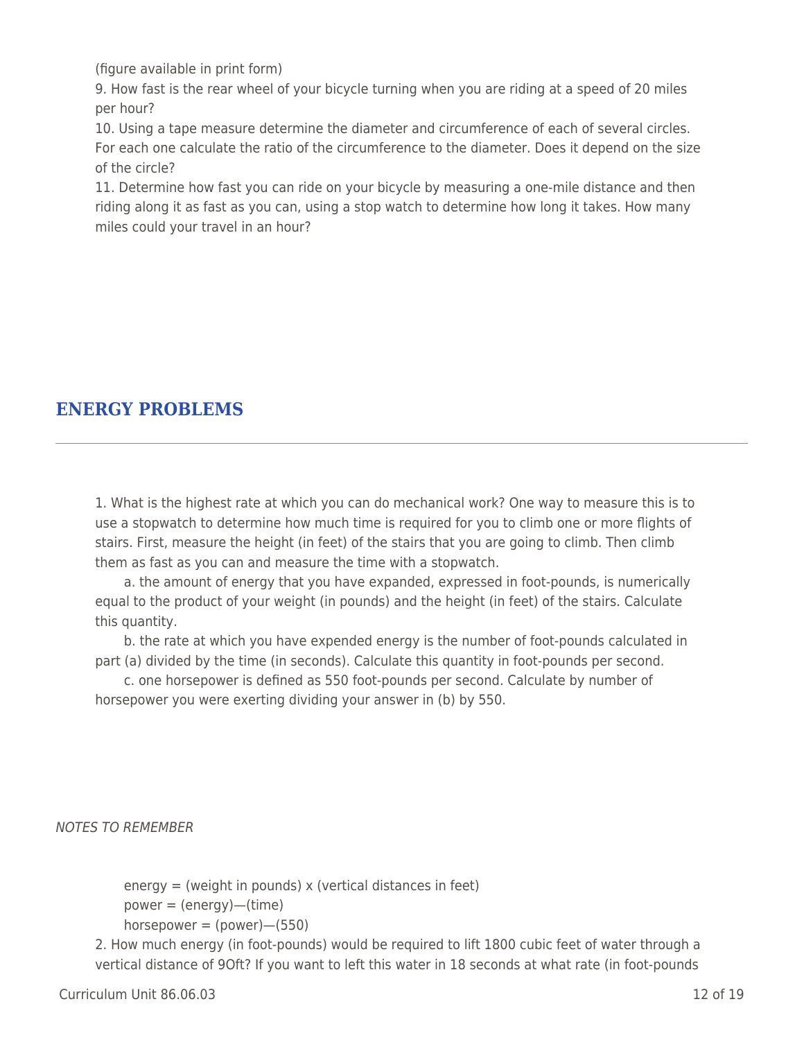(figure available in print form)

9. How fast is the rear wheel of your bicycle turning when you are riding at a speed of 20 miles per hour?

10. Using a tape measure determine the diameter and circumference of each of several circles. For each one calculate the ratio of the circumference to the diameter. Does it depend on the size of the circle?

11. Determine how fast you can ride on your bicycle by measuring a one-mile distance and then riding along it as fast as you can, using a stop watch to determine how long it takes. How many miles could your travel in an hour?

## ENERGY PROBLEMS

1. What is the highest rate at which you can do mechanical work? One way to measure this is to use a stopwatch to determine how much time is required for you to climb one or more flights of stairs. First, measure the height (in feet) of the stairs that you are going to climb. Then climb them as fast as you can and measure the time with a stopwatch.

 a. the amount of energy that you have expanded, expressed in foot-pounds, is numerically equal to the product of your weight (in pounds) and the height (in feet) of the stairs. Calculate this quantity.

 b. the rate at which you have expended energy is the number of foot-pounds calculated in part (a) divided by the time (in seconds). Calculate this quantity in foot-pounds per second.

 c. one horsepower is defined as 550 foot-pounds per second. Calculate by number of horsepower you were exerting dividing your answer in (b) by 550.

*NOTES TO REMEMBER*

 energy = (weight in pounds) x (vertical distances in feet)

 power = (energy)—(time)

 horsepower = (power)—(550)

2. How much energy (in foot-pounds) would be required to lift 1800 cubic feet of water through a vertical distance of 9Oft? If you want to left this water in 18 seconds at what rate (in foot-pounds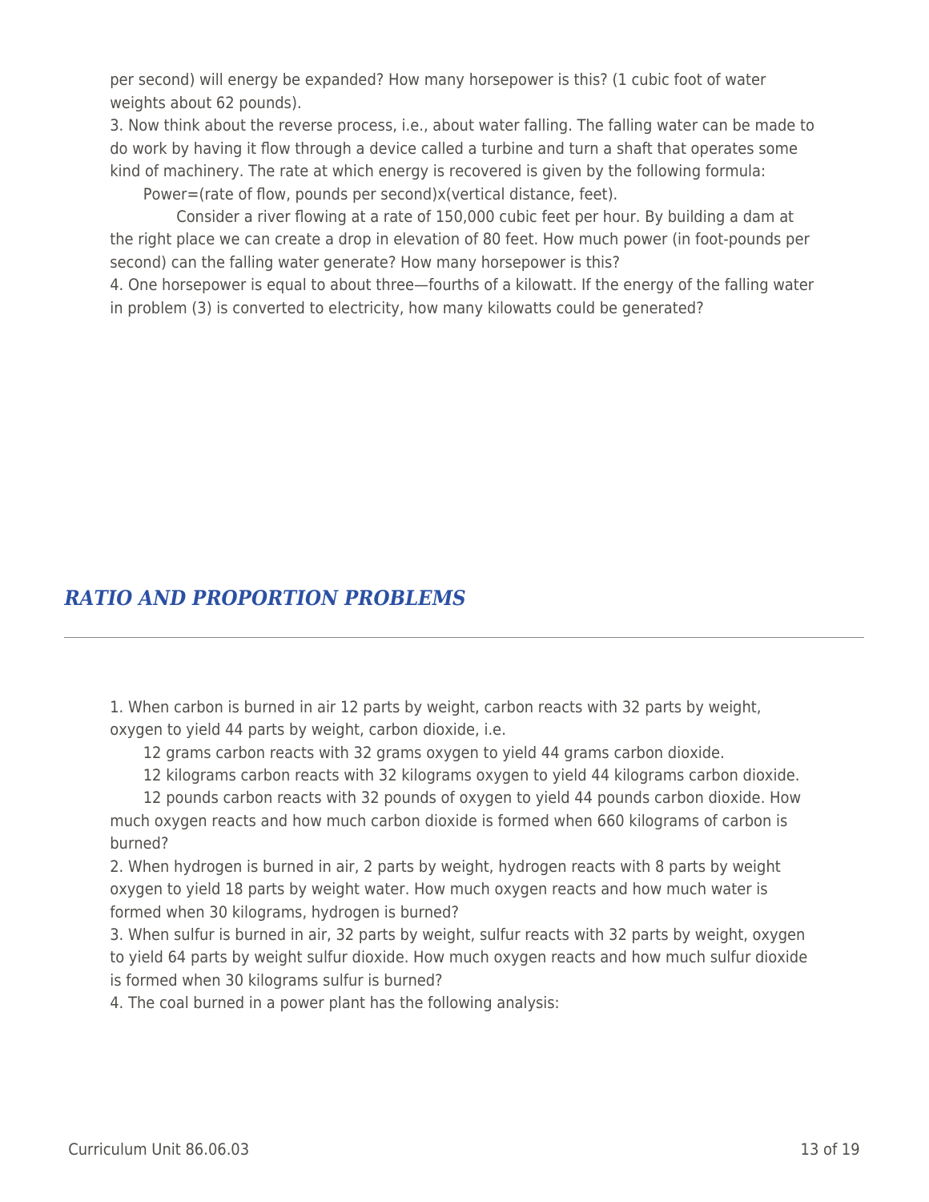per second) will energy be expanded? How many horsepower is this? (1 cubic foot of water weights about 62 pounds).

3. Now think about the reverse process, i.e., about water falling. The falling water can be made to do work by having it flow through a device called a turbine and turn a shaft that operates some kind of machinery. The rate at which energy is recovered is given by the following formula:

Power=(rate of flow, pounds per second)x(vertical distance, feet).

Consider a river flowing at a rate of 150,000 cubic feet per hour. By building a dam at the right place we can create a drop in elevation of 80 feet. How much power (in foot-pounds per second) can the falling water generate? How many horsepower is this?

4. One horsepower is equal to about three—fourths of a kilowatt. If the energy of the falling water in problem (3) is converted to electricity, how many kilowatts could be generated?

## *RATIO AND PROPORTION PROBLEMS*

1. When carbon is burned in air 12 parts by weight, carbon reacts with 32 parts by weight, oxygen to yield 44 parts by weight, carbon dioxide, i.e.

12 grams carbon reacts with 32 grams oxygen to yield 44 grams carbon dioxide.

12 kilograms carbon reacts with 32 kilograms oxygen to yield 44 kilograms carbon dioxide.

12 pounds carbon reacts with 32 pounds of oxygen to yield 44 pounds carbon dioxide. How much oxygen reacts and how much carbon dioxide is formed when 660 kilograms of carbon is burned?

2. When hydrogen is burned in air, 2 parts by weight, hydrogen reacts with 8 parts by weight oxygen to yield 18 parts by weight water. How much oxygen reacts and how much water is formed when 30 kilograms, hydrogen is burned?

3. When sulfur is burned in air, 32 parts by weight, sulfur reacts with 32 parts by weight, oxygen to yield 64 parts by weight sulfur dioxide. How much oxygen reacts and how much sulfur dioxide is formed when 30 kilograms sulfur is burned?

4. The coal burned in a power plant has the following analysis: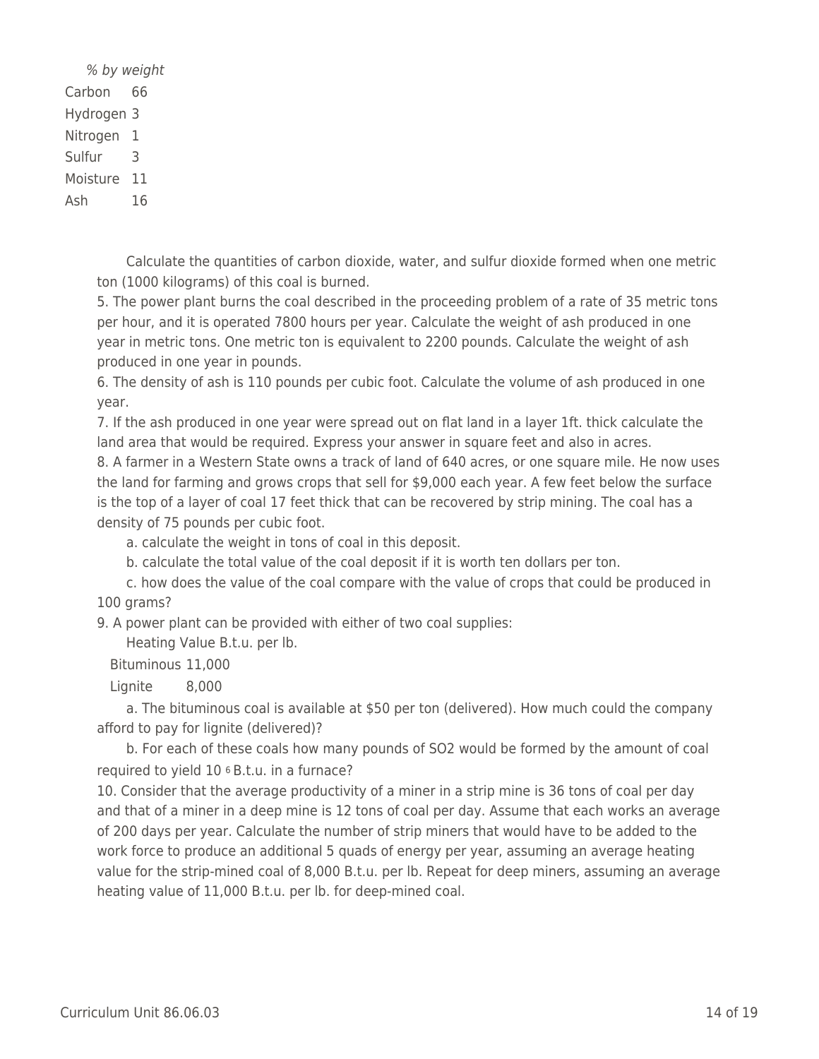| | % by weight |
|---|---|
| Carbon | 66 |
| Hydrogen | 3 |
| Nitrogen | 1 |
| Sulfur | 3 |
| Moisture | 11 |
| Ash | 16 |

Calculate the quantities of carbon dioxide, water, and sulfur dioxide formed when one metric ton (1000 kilograms) of this coal is burned.

5. The power plant burns the coal described in the proceeding problem of a rate of 35 metric tons per hour, and it is operated 7800 hours per year. Calculate the weight of ash produced in one year in metric tons. One metric ton is equivalent to 2200 pounds. Calculate the weight of ash produced in one year in pounds.

6. The density of ash is 110 pounds per cubic foot. Calculate the volume of ash produced in one year.

7. If the ash produced in one year were spread out on flat land in a layer 1ft. thick calculate the land area that would be required. Express your answer in square feet and also in acres.

8. A farmer in a Western State owns a track of land of 640 acres, or one square mile. He now uses the land for farming and grows crops that sell for $9,000 each year. A few feet below the surface is the top of a layer of coal 17 feet thick that can be recovered by strip mining. The coal has a density of 75 pounds per cubic foot.

a. calculate the weight in tons of coal in this deposit.

b. calculate the total value of the coal deposit if it is worth ten dollars per ton.

c. how does the value of the coal compare with the value of crops that could be produced in 100 grams?

9. A power plant can be provided with either of two coal supplies:

| | Heating Value B.t.u. per lb. |
|---|---|
| Bituminous | 11,000 |
| Lignite | 8,000 |

a. The bituminous coal is available at $50 per ton (delivered). How much could the company afford to pay for lignite (delivered)?

b. For each of these coals how many pounds of $SO_2$ would be formed by the amount of coal required to yield $10^6$ B.t.u. in a furnace?

10. Consider that the average productivity of a miner in a strip mine is 36 tons of coal per day and that of a miner in a deep mine is 12 tons of coal per day. Assume that each works an average of 200 days per year. Calculate the number of strip miners that would have to be added to the work force to produce an additional 5 quads of energy per year, assuming an average heating value for the strip-mined coal of 8,000 B.t.u. per lb. Repeat for deep miners, assuming an average heating value of 11,000 B.t.u. per lb. for deep-mined coal.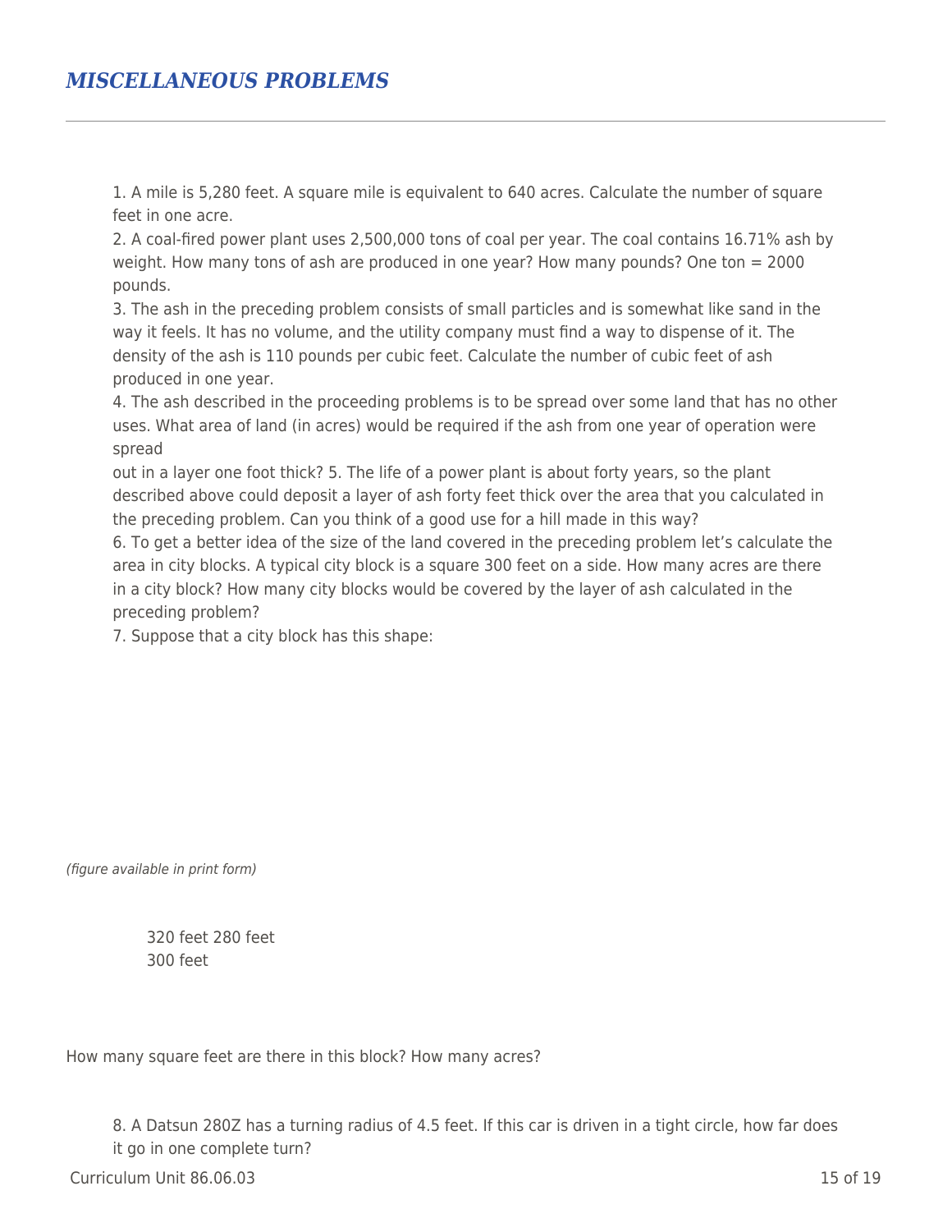## *MISCELLANEOUS PROBLEMS*

1. A mile is 5,280 feet. A square mile is equivalent to 640 acres. Calculate the number of square feet in one acre.
2. A coal-fired power plant uses 2,500,000 tons of coal per year. The coal contains 16.71% ash by weight. How many tons of ash are produced in one year? How many pounds? One ton = 2000 pounds.
3. The ash in the preceding problem consists of small particles and is somewhat like sand in the way it feels. It has no volume, and the utility company must find a way to dispense of it. The density of the ash is 110 pounds per cubic feet. Calculate the number of cubic feet of ash produced in one year.
4. The ash described in the proceeding problems is to be spread over some land that has no other uses. What area of land (in acres) would be required if the ash from one year of operation were spread out in a layer one foot thick?
5. The life of a power plant is about forty years, so the plant described above could deposit a layer of ash forty feet thick over the area that you calculated in the preceding problem. Can you think of a good use for a hill made in this way?
6. To get a better idea of the size of the land covered in the preceding problem let's calculate the area in city blocks. A typical city block is a square 300 feet on a side. How many acres are there in a city block? How many city blocks would be covered by the layer of ash calculated in the preceding problem?
7. Suppose that a city block has this shape:

*(figure available in print form)*

320 feet 280 feet
300 feet

How many square feet are there in this block? How many acres?

8. A Datsun 280Z has a turning radius of 4.5 feet. If this car is driven in a tight circle, how far does it go in one complete turn?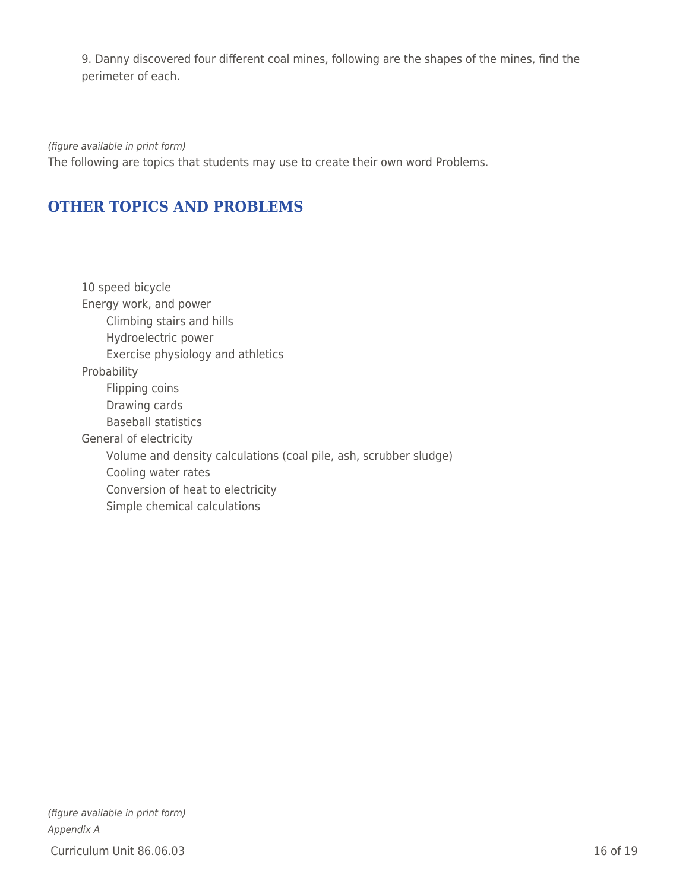9. Danny discovered four different coal mines, following are the shapes of the mines, find the perimeter of each.

*(figure available in print form)*

The following are topics that students may use to create their own word Problems.

## OTHER TOPICS AND PROBLEMS

- 10 speed bicycle
- Energy work, and power
  - Climbing stairs and hills
  - Hydroelectric power
  - Exercise physiology and athletics
- Probability
  - Flipping coins
  - Drawing cards
  - Baseball statistics
- General of electricity
  - Volume and density calculations (coal pile, ash, scrubber sludge)
  - Cooling water rates
  - Conversion of heat to electricity
  - Simple chemical calculations

*(figure available in print form)*

*Appendix A*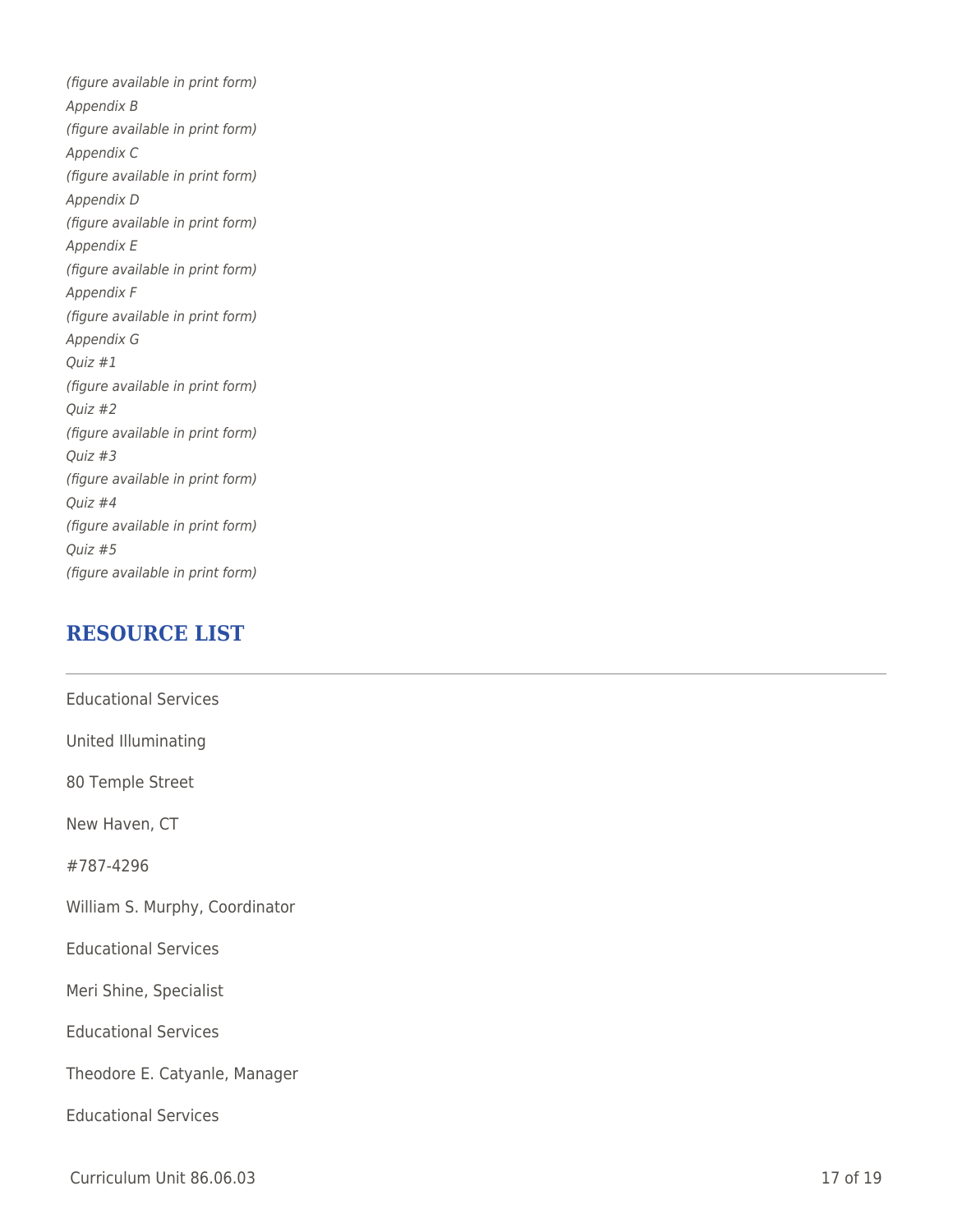*(figure available in print form)*

*Appendix B*

*(figure available in print form)*

*Appendix C*

*(figure available in print form)*

*Appendix D*

*(figure available in print form)*

*Appendix E*

*(figure available in print form)*

*Appendix F*

*(figure available in print form)*

*Appendix G*

*Quiz #1*

*(figure available in print form)*

*Quiz #2*

*(figure available in print form)*

*Quiz #3*

*(figure available in print form)*

*Quiz #4*

*(figure available in print form)*

*Quiz #5*

*(figure available in print form)*

## RESOURCE LIST

---

Educational Services

United Illuminating

80 Temple Street

New Haven, CT

#787-4296

William S. Murphy, Coordinator

Educational Services

Meri Shine, Specialist

Educational Services

Theodore E. Catyanle, Manager

Educational Services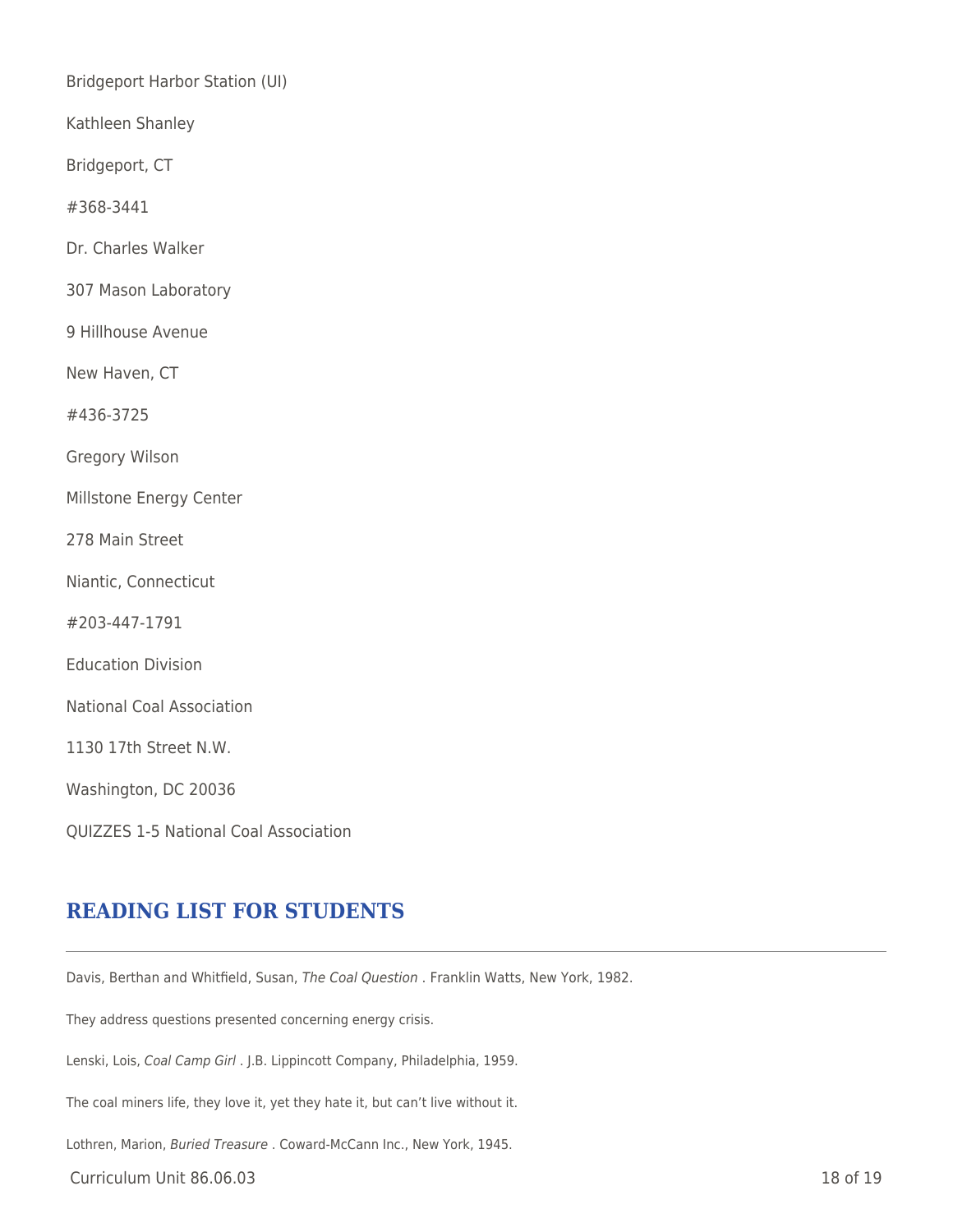Bridgeport Harbor Station (UI)

Kathleen Shanley

Bridgeport, CT

#368-3441

Dr. Charles Walker

307 Mason Laboratory

9 Hillhouse Avenue

New Haven, CT

#436-3725

Gregory Wilson

Millstone Energy Center

278 Main Street

Niantic, Connecticut

#203-447-1791

Education Division

National Coal Association

1130 17th Street N.W.

Washington, DC 20036

QUIZZES 1-5 National Coal Association

## READING LIST FOR STUDENTS

---

Davis, Berthan and Whitfield, Susan, *The Coal Question* . Franklin Watts, New York, 1982.

They address questions presented concerning energy crisis.

Lenski, Lois, *Coal Camp Girl* . J.B. Lippincott Company, Philadelphia, 1959.

The coal miners life, they love it, yet they hate it, but can't live without it.

Lothren, Marion, *Buried Treasure* . Coward-McCann Inc., New York, 1945.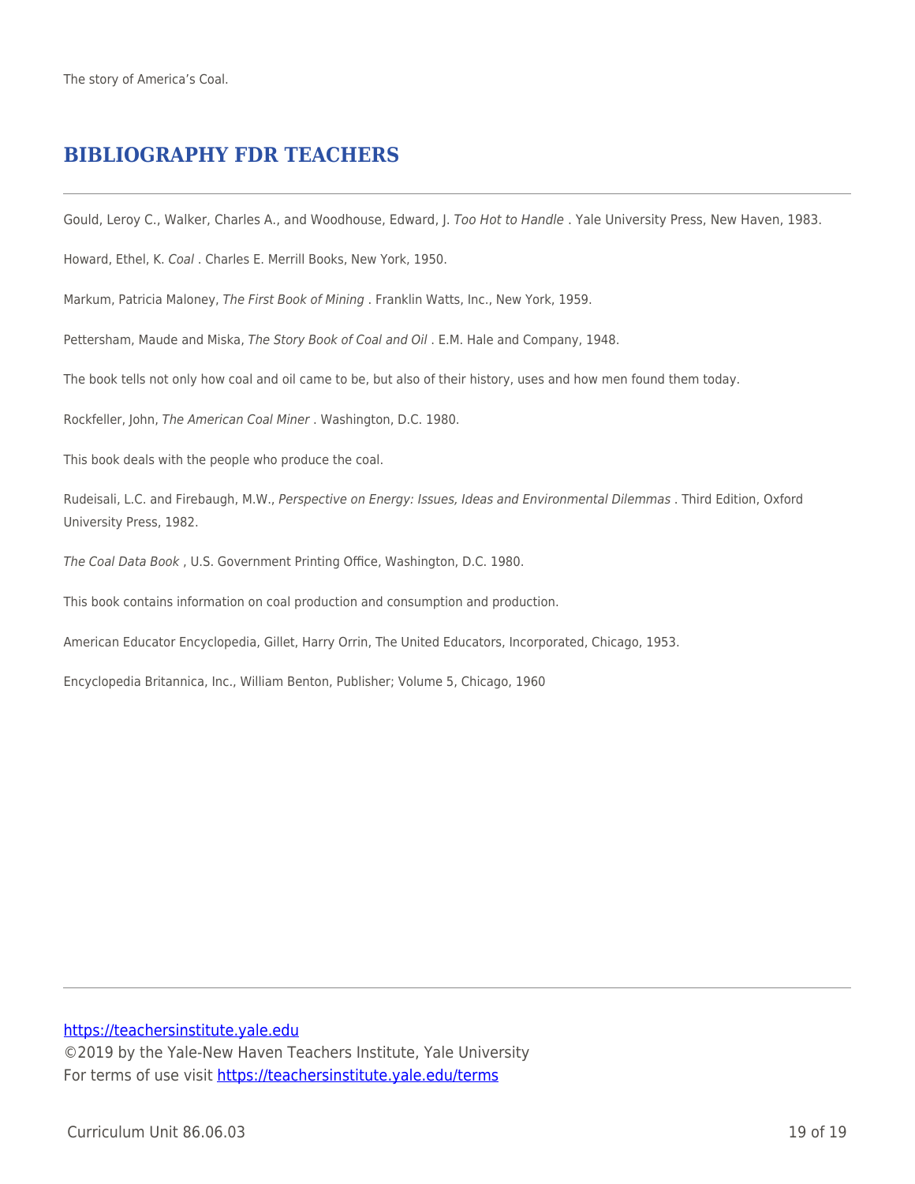The story of America's Coal.

## BIBLIOGRAPHY FDR TEACHERS

Gould, Leroy C., Walker, Charles A., and Woodhouse, Edward, J. *Too Hot to Handle* . Yale University Press, New Haven, 1983.

Howard, Ethel, K. *Coal* . Charles E. Merrill Books, New York, 1950.

Markum, Patricia Maloney, *The First Book of Mining* . Franklin Watts, Inc., New York, 1959.

Pettersham, Maude and Miska, *The Story Book of Coal and Oil* . E.M. Hale and Company, 1948.

The book tells not only how coal and oil came to be, but also of their history, uses and how men found them today.

Rockfeller, John, *The American Coal Miner* . Washington, D.C. 1980.

This book deals with the people who produce the coal.

Rudeisali, L.C. and Firebaugh, M.W., *Perspective on Energy: Issues, Ideas and Environmental Dilemmas* . Third Edition, Oxford University Press, 1982.

*The Coal Data Book* , U.S. Government Printing Office, Washington, D.C. 1980.

This book contains information on coal production and consumption and production.

American Educator Encyclopedia, Gillet, Harry Orrin, The United Educators, Incorporated, Chicago, 1953.

Encyclopedia Britannica, Inc., William Benton, Publisher; Volume 5, Chicago, 1960

https://teachersinstitute.yale.edu
©2019 by the Yale-New Haven Teachers Institute, Yale University
For terms of use visit https://teachersinstitute.yale.edu/terms